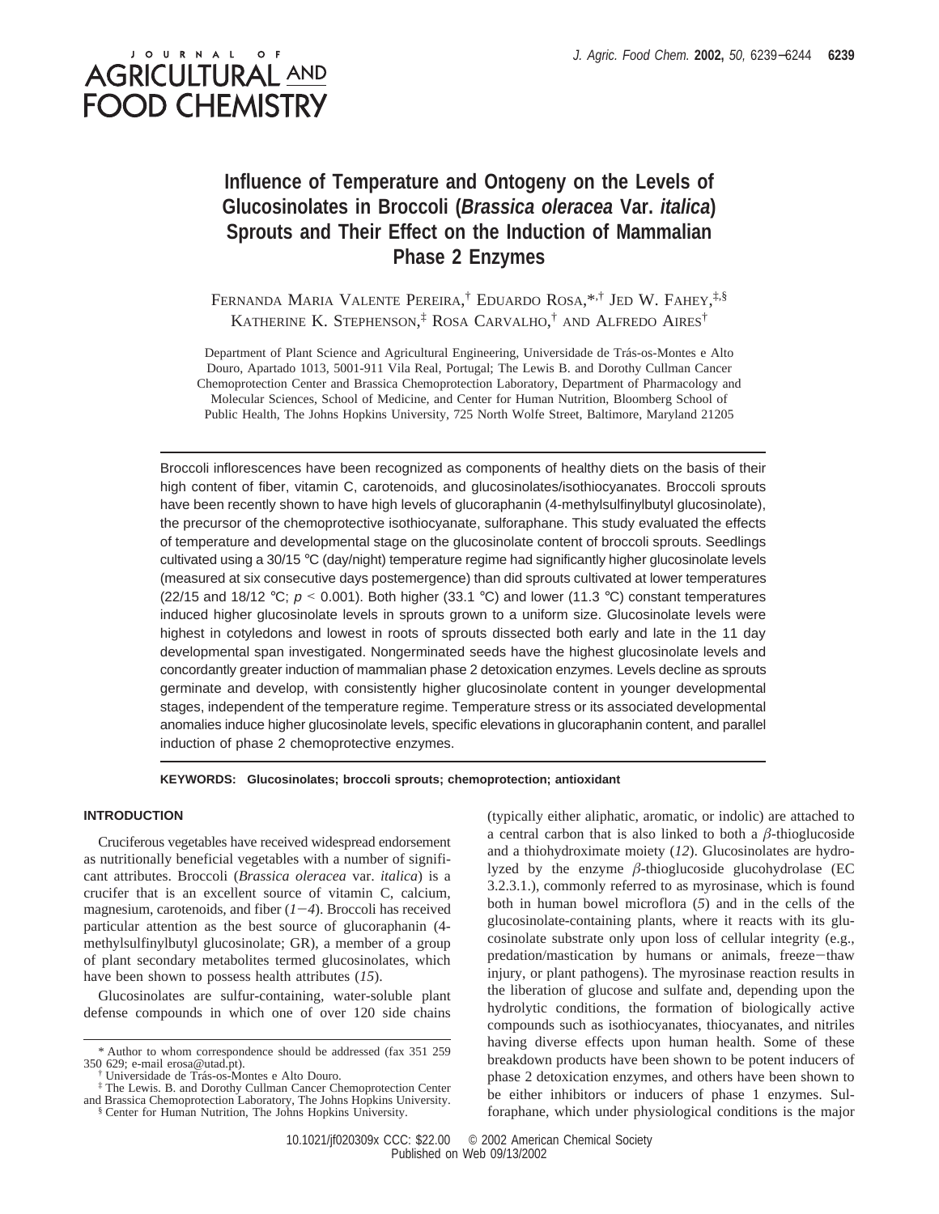# Influence of Temperature and Ontogeny on the Levels of Glucosinolates in Broccoli (*Brassica oleracea* Var. *italica*) Sprouts and Their Effect on the Induction of Mammalian Phase 2 Enzymes

Fernanda Maria Valente Pereira,[†] Eduardo Rosa,*[,†] Jed W. Fahey,[‡,§] Katherine K. Stephenson,[‡] Rosa Carvalho,[†] and Alfredo Aires[†]

Department of Plant Science and Agricultural Engineering, Universidade de Trás-os-Montes e Alto Douro, Apartado 1013, 5001-911 Vila Real, Portugal; The Lewis B. and Dorothy Cullman Cancer Chemoprotection Center and Brassica Chemoprotection Laboratory, Department of Pharmacology and Molecular Sciences, School of Medicine, and Center for Human Nutrition, Bloomberg School of Public Health, The Johns Hopkins University, 725 North Wolfe Street, Baltimore, Maryland 21205

Broccoli inflorescences have been recognized as components of healthy diets on the basis of their high content of fiber, vitamin C, carotenoids, and glucosinolates/isothiocyanates. Broccoli sprouts have been recently shown to have high levels of glucoraphanin (4-methylsulfinylbutyl glucosinolate), the precursor of the chemoprotective isothiocyanate, sulforaphane. This study evaluated the effects of temperature and developmental stage on the glucosinolate content of broccoli sprouts. Seedlings cultivated using a 30/15 °C (day/night) temperature regime had significantly higher glucosinolate levels (measured at six consecutive days postemergence) than did sprouts cultivated at lower temperatures (22/15 and 18/12 °C; $p < 0.001$). Both higher (33.1 °C) and lower (11.3 °C) constant temperatures induced higher glucosinolate levels in sprouts grown to a uniform size. Glucosinolate levels were highest in cotyledons and lowest in roots of sprouts dissected both early and late in the 11 day developmental span investigated. Nongerminated seeds have the highest glucosinolate levels and concordantly greater induction of mammalian phase 2 detoxication enzymes. Levels decline as sprouts germinate and develop, with consistently higher glucosinolate content in younger developmental stages, independent of the temperature regime. Temperature stress or its associated developmental anomalies induce higher glucosinolate levels, specific elevations in glucoraphanin content, and parallel induction of phase 2 chemoprotective enzymes.

**KEYWORDS: Glucosinolates; broccoli sprouts; chemoprotection; antioxidant**

## INTRODUCTION

Cruciferous vegetables have received widespread endorsement as nutritionally beneficial vegetables with a number of significant attributes. Broccoli (*Brassica oleracea* var. *italica*) is a crucifer that is an excellent source of vitamin C, calcium, magnesium, carotenoids, and fiber (*1*−*4*). Broccoli has received particular attention as the best source of glucoraphanin (4-methylsulfinylbutyl glucosinolate; GR), a member of a group of plant secondary metabolites termed glucosinolates, which have been shown to possess health attributes (*15*).

Glucosinolates are sulfur-containing, water-soluble plant defense compounds in which one of over 120 side chains (typically either aliphatic, aromatic, or indolic) are attached to a central carbon that is also linked to both a $\beta$-thioglucoside and a thiohydroximate moiety (*12*). Glucosinolates are hydrolyzed by the enzyme $\beta$-thioglucoside glucohydrolase (EC 3.2.3.1.), commonly referred to as myrosinase, which is found both in human bowel microflora (*5*) and in the cells of the glucosinolate-containing plants, where it reacts with its glucosinolate substrate only upon loss of cellular integrity (e.g., predation/mastication by humans or animals, freeze−thaw injury, or plant pathogens). The myrosinase reaction results in the liberation of glucose and sulfate and, depending upon the hydrolytic conditions, the formation of biologically active compounds such as isothiocyanates, thiocyanates, and nitriles having diverse effects upon human health. Some of these breakdown products have been shown to be potent inducers of phase 2 detoxication enzymes, and others have been shown to be either inhibitors or inducers of phase 1 enzymes. Sulforaphane, which under physiological conditions is the major

\* Author to whom correspondence should be addressed (fax 351 259 350 629; e-mail erosa@utad.pt).

† Universidade de Trás-os-Montes e Alto Douro.

‡ The Lewis. B. and Dorothy Cullman Cancer Chemoprotection Center and Brassica Chemoprotection Laboratory, The Johns Hopkins University.

§ Center for Human Nutrition, The Johns Hopkins University.

10.1021/jf020309x CCC: $22.00 © 2002 American Chemical Society
Published on Web 09/13/2002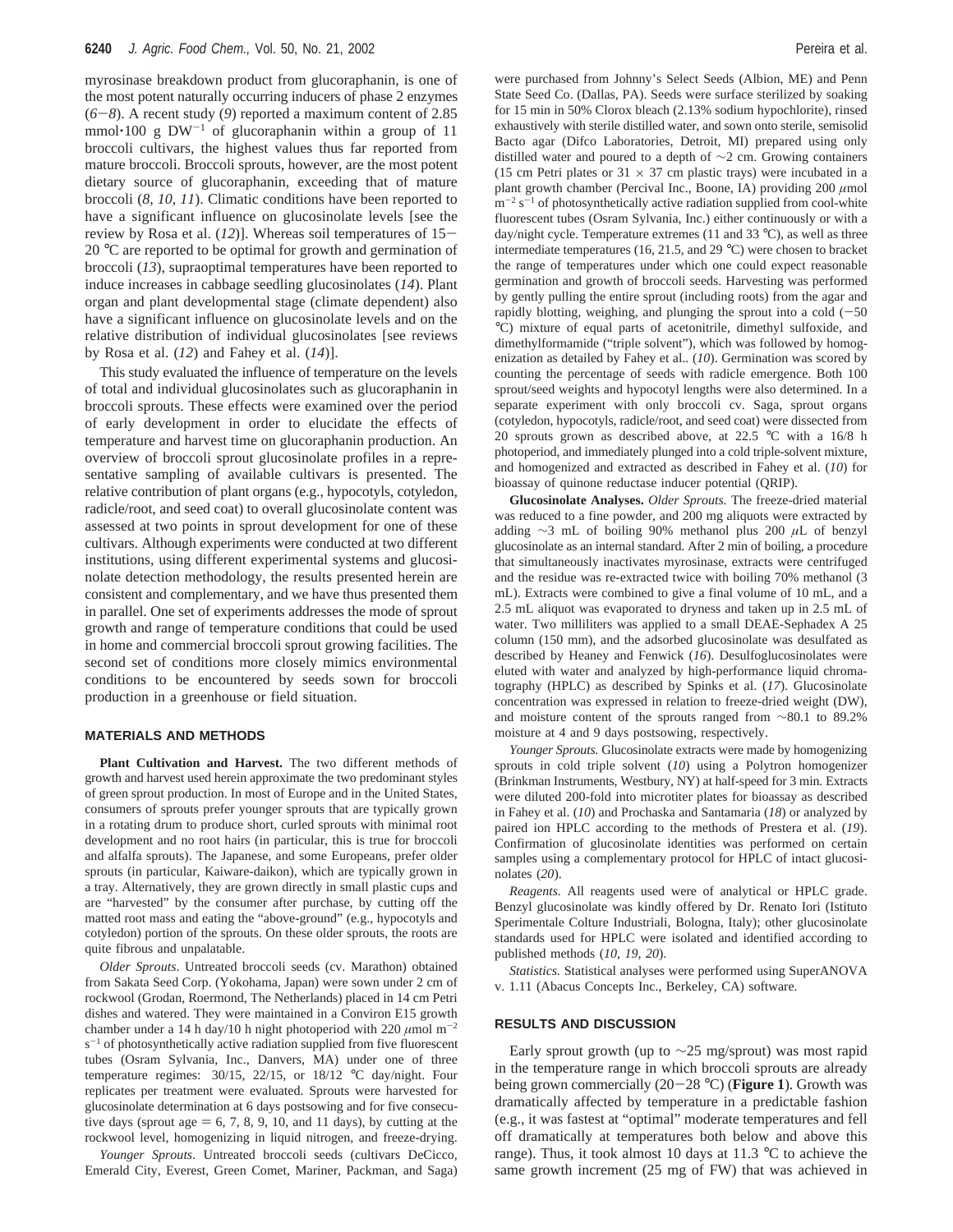myrosinase breakdown product from glucoraphanin, is one of the most potent naturally occurring inducers of phase 2 enzymes (*6*−*8*). A recent study (*9*) reported a maximum content of 2.85 mmol·100 g DW$^{-1}$ of glucoraphanin within a group of 11 broccoli cultivars, the highest values thus far reported from mature broccoli. Broccoli sprouts, however, are the most potent dietary source of glucoraphanin, exceeding that of mature broccoli (*8*, *10*, *11*). Climatic conditions have been reported to have a significant influence on glucosinolate levels [see the review by Rosa et al. (*12*)]. Whereas soil temperatures of 15−20 °C are reported to be optimal for growth and germination of broccoli (*13*), supraoptimal temperatures have been reported to induce increases in cabbage seedling glucosinolates (*14*). Plant organ and plant developmental stage (climate dependent) also have a significant influence on glucosinolate levels and on the relative distribution of individual glucosinolates [see reviews by Rosa et al. (*12*) and Fahey et al. (*14*)].

This study evaluated the influence of temperature on the levels of total and individual glucosinolates such as glucoraphanin in broccoli sprouts. These effects were examined over the period of early development in order to elucidate the effects of temperature and harvest time on glucoraphanin production. An overview of broccoli sprout glucosinolate profiles in a representative sampling of available cultivars is presented. The relative contribution of plant organs (e.g., hypocotyls, cotyledon, radicle/root, and seed coat) to overall glucosinolate content was assessed at two points in sprout development for one of these cultivars. Although experiments were conducted at two different institutions, using different experimental systems and glucosinolate detection methodology, the results presented herein are consistent and complementary, and we have thus presented them in parallel. One set of experiments addresses the mode of sprout growth and range of temperature conditions that could be used in home and commercial broccoli sprout growing facilities. The second set of conditions more closely mimics environmental conditions to be encountered by seeds sown for broccoli production in a greenhouse or field situation.

## MATERIALS AND METHODS

**Plant Cultivation and Harvest.** The two different methods of growth and harvest used herein approximate the two predominant styles of green sprout production. In most of Europe and in the United States, consumers of sprouts prefer younger sprouts that are typically grown in a rotating drum to produce short, curled sprouts with minimal root development and no root hairs (in particular, this is true for broccoli and alfalfa sprouts). The Japanese, and some Europeans, prefer older sprouts (in particular, Kaiware-daikon), which are typically grown in a tray. Alternatively, they are grown directly in small plastic cups and are "harvested" by the consumer after purchase, by cutting off the matted root mass and eating the "above-ground" (e.g., hypocotyls and cotyledon) portion of the sprouts. On these older sprouts, the roots are quite fibrous and unpalatable.

*Older Sprouts*. Untreated broccoli seeds (cv. Marathon) obtained from Sakata Seed Corp. (Yokohama, Japan) were sown under 2 cm of rockwool (Grodan, Roermond, The Netherlands) placed in 14 cm Petri dishes and watered. They were maintained in a Conviron E15 growth chamber under a 14 h day/10 h night photoperiod with 220 $\mu$mol m$^{-2}$ s$^{-1}$ of photosynthetically active radiation supplied from five fluorescent tubes (Osram Sylvania, Inc., Danvers, MA) under one of three temperature regimes: 30/15, 22/15, or 18/12 °C day/night. Four replicates per treatment were evaluated. Sprouts were harvested for glucosinolate determination at 6 days postsowing and for five consecutive days (sprout age = 6, 7, 8, 9, 10, and 11 days), by cutting at the rockwool level, homogenizing in liquid nitrogen, and freeze-drying.

*Younger Sprouts*. Untreated broccoli seeds (cultivars DeCicco, Emerald City, Everest, Green Comet, Mariner, Packman, and Saga) were purchased from Johnny's Select Seeds (Albion, ME) and Penn State Seed Co. (Dallas, PA). Seeds were surface sterilized by soaking for 15 min in 50% Clorox bleach (2.13% sodium hypochlorite), rinsed exhaustively with sterile distilled water, and sown onto sterile, semisolid Bacto agar (Difco Laboratories, Detroit, MI) prepared using only distilled water and poured to a depth of ∼2 cm. Growing containers (15 cm Petri plates or 31 × 37 cm plastic trays) were incubated in a plant growth chamber (Percival Inc., Boone, IA) providing 200 $\mu$mol m$^{-2}$ s$^{-1}$ of photosynthetically active radiation supplied from cool-white fluorescent tubes (Osram Sylvania, Inc.) either continuously or with a day/night cycle. Temperature extremes (11 and 33 °C), as well as three intermediate temperatures (16, 21.5, and 29 °C) were chosen to bracket the range of temperatures under which one could expect reasonable germination and growth of broccoli seeds. Harvesting was performed by gently pulling the entire sprout (including roots) from the agar and rapidly blotting, weighing, and plunging the sprout into a cold (−50 °C) mixture of equal parts of acetonitrile, dimethyl sulfoxide, and dimethylformamide ("triple solvent"), which was followed by homogenization as detailed by Fahey et al.. (*10*). Germination was scored by counting the percentage of seeds with radicle emergence. Both 100 sprout/seed weights and hypocotyl lengths were also determined. In a separate experiment with only broccoli cv. Saga, sprout organs (cotyledons, hypocotyls, radicle/root, and seed coat) were dissected from 20 sprouts grown as described above, at 22.5 °C with a 16/8 h photoperiod, and immediately plunged into a cold triple-solvent mixture, and homogenized and extracted as described in Fahey et al. (*10*) for bioassay of quinone reductase inducer potential (QRIP).

**Glucosinolate Analyses.** *Older Sprouts.* The freeze-dried material was reduced to a fine powder, and 200 mg aliquots were extracted by adding ∼3 mL of boiling 90% methanol plus 200 $\mu$L of benzyl glucosinolate as an internal standard. After 2 min of boiling, a procedure that simultaneously inactivates myrosinase, extracts were centrifuged and the residue was re-extracted twice with boiling 70% methanol (3 mL). Extracts were combined to give a final volume of 10 mL, and a 2.5 mL aliquot was evaporated to dryness and taken up in 2.5 mL of water. Two milliliters was applied to a small DEAE-Sephadex A 25 column (150 mm), and the adsorbed glucosinolate was desulfated as described by Heaney and Fenwick (*16*). Desulfoglucosinolates were eluted with water and analyzed by high-performance liquid chromatography (HPLC) as described by Spinks et al. (*17*). Glucosinolate concentration was expressed in relation to freeze-dried weight (DW), and moisture content of the sprouts ranged from ∼80.1 to 89.2% moisture at 4 and 9 days postsowing, respectively.

*Younger Sprouts.* Glucosinolate extracts were made by homogenizing sprouts in cold triple solvent (*10*) using a Polytron homogenizer (Brinkman Instruments, Westbury, NY) at half-speed for 3 min. Extracts were diluted 200-fold into microtiter plates for bioassay as described in Fahey et al. (*10*) and Prochaska and Santamaria (*18*) or analyzed by paired ion HPLC according to the methods of Prestera et al. (*19*). Confirmation of glucosinolate identities was performed on certain samples using a complementary protocol for HPLC of intact glucosinolates (*20*).

*Reagents.* All reagents used were of analytical or HPLC grade. Benzyl glucosinolate was kindly offered by Dr. Renato Iori (Istituto Sperimentale Colture Industriali, Bologna, Italy); other glucosinolate standards used for HPLC were isolated and identified according to published methods (*10*, *19*, *20*).

*Statistics.* Statistical analyses were performed using SuperANOVA v. 1.11 (Abacus Concepts Inc., Berkeley, CA) software.

## RESULTS AND DISCUSSION

Early sprout growth (up to ∼25 mg/sprout) was most rapid in the temperature range in which broccoli sprouts are already being grown commercially (20−28 °C) (**Figure 1**). Growth was dramatically affected by temperature in a predictable fashion (e.g., it was fastest at "optimal" moderate temperatures and fell off dramatically at temperatures both below and above this range). Thus, it took almost 10 days at 11.3 °C to achieve the same growth increment (25 mg of FW) that was achieved in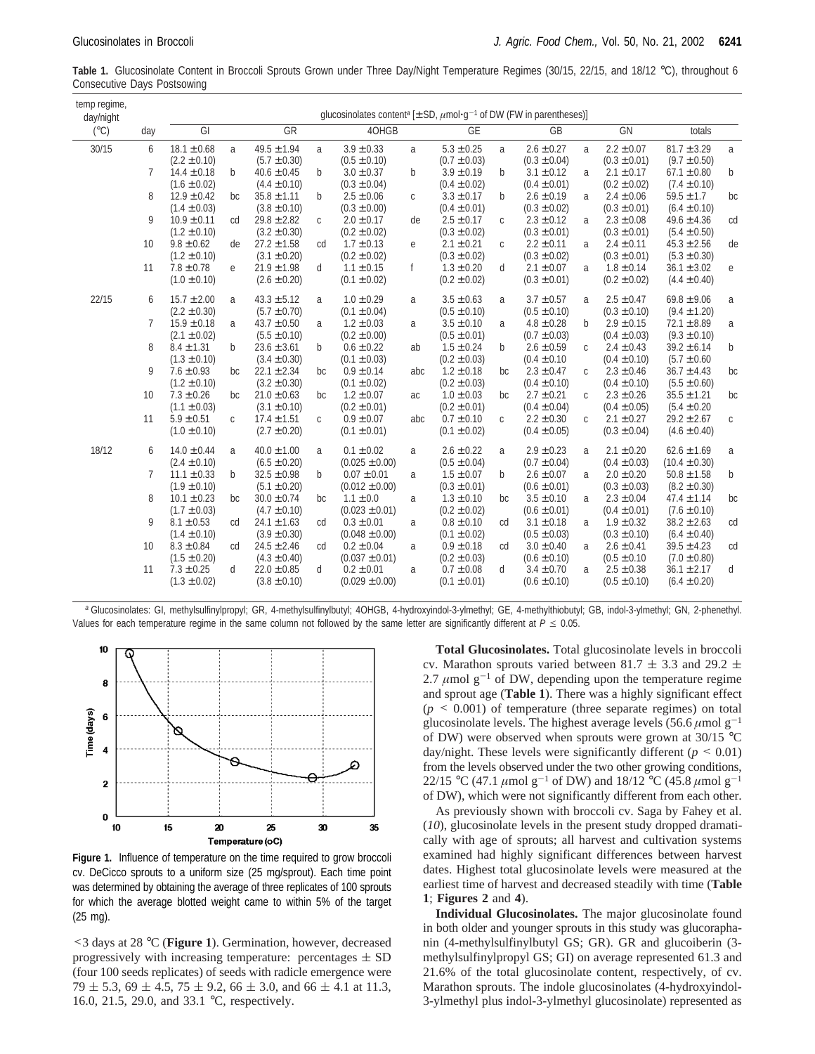**Table 1.** Glucosinolate Content in Broccoli Sprouts Grown under Three Day/Night Temperature Regimes (30/15, 22/15, and 18/12 °C), throughout 6 Consecutive Days Postsowing

| temp regime, day/night (°C) | day | GI | | GR | | 4OHGB | | GE | | GB | | GN | | totals | |
|---|---|---|---|---|---|---|---|---|---|---|---|---|---|---|---|
| | | glucosinolates content[a] [±SD, μmol·g$^{-1}$ of DW (FW in parentheses)] | | | | | | | | | | | | | |
| 30/15 | 6 | 18.1 ±0.68 (2.2 ±0.10) | a | 49.5 ±1.94 (5.7 ±0.30) | a | 3.9 ±0.33 (0.5 ±0.10) | a | 5.3 ±0.25 (0.7 ±0.03) | a | 2.6 ±0.27 (0.3 ±0.04) | a | 2.2 ±0.07 (0.3 ±0.01) | a | 81.7 ±3.29 (9.7 ±0.50) | a |
| | 7 | 14.4 ±0.18 (1.6 ±0.02) | b | 40.6 ±0.45 (4.4 ±0.10) | b | 3.0 ±0.37 (0.3 ±0.04) | b | 3.9 ±0.19 (0.4 ±0.02) | b | 3.1 ±0.12 (0.4 ±0.01) | a | 2.1 ±0.17 (0.2 ±0.02) | a | 67.1 ±0.80 (7.4 ±0.10) | b |
| | 8 | 12.9 ±0.42 (1.4 ±0.03) | bc | 35.8 ±1.11 (3.8 ±0.10) | b | 2.5 ±0.06 (0.3 ±0.00) | c | 3.3 ±0.17 (0.4 ±0.01) | b | 2.6 ±0.19 (0.3 ±0.02) | a | 2.4 ±0.06 (0.3 ±0.01) | a | 59.5 ±1.7 (6.4 ±0.10) | bc |
| | 9 | 10.9 ±0.11 (1.2 ±0.10) | cd | 29.8 ±2.82 (3.2 ±0.30) | c | 2.0 ±0.17 (0.2 ±0.02) | de | 2.5 ±0.17 (0.3 ±0.02) | c | 2.3 ±0.12 (0.3 ±0.01) | a | 2.3 ±0.08 (0.3 ±0.01) | a | 49.6 ±4.36 (5.4 ±0.50) | cd |
| | 10 | 9.8 ±0.62 (1.2 ±0.10) | de | 27.2 ±1.58 (3.1 ±0.20) | cd | 1.7 ±0.13 (0.2 ±0.02) | e | 2.1 ±0.21 (0.3 ±0.02) | c | 2.2 ±0.11 (0.3 ±0.02) | a | 2.4 ±0.11 (0.3 ±0.01) | a | 45.3 ±2.56 (5.3 ±0.30) | de |
| | 11 | 7.8 ±0.78 (1.0 ±0.10) | e | 21.9 ±1.98 (2.6 ±0.20) | d | 1.1 ±0.15 (0.1 ±0.02) | f | 1.3 ±0.20 (0.2 ±0.02) | d | 2.1 ±0.07 (0.3 ±0.01) | a | 1.8 ±0.14 (0.2 ±0.02) | a | 36.1 ±3.02 (4.4 ±0.40) | e |
| 22/15 | 6 | 15.7 ±2.00 (2.2 ±0.30) | a | 43.3 ±5.12 (5.7 ±0.70) | a | 1.0 ±0.29 (0.1 ±0.04) | a | 3.5 ±0.63 (0.5 ±0.10) | a | 3.7 ±0.57 (0.5 ±0.10) | a | 2.5 ±0.47 (0.3 ±0.10) | a | 69.8 ±9.06 (9.4 ±1.20) | a |
| | 7 | 15.9 ±0.18 (2.1 ±0.02) | a | 43.7 ±0.50 (5.5 ±0.10) | a | 1.2 ±0.03 (0.2 ±0.00) | a | 3.5 ±0.10 (0.5 ±0.01) | a | 4.8 ±0.28 (0.7 ±0.03) | b | 2.9 ±0.15 (0.4 ±0.03) | a | 72.1 ±8.89 (9.3 ±0.10) | a |
| | 8 | 8.4 ±1.31 (1.3 ±0.10) | b | 23.6 ±3.61 (3.4 ±0.30) | b | 0.6 ±0.22 (0.1 ±0.03) | ab | 1.5 ±0.24 (0.2 ±0.03) | b | 2.6 ±0.59 (0.4 ±0.10 | c | 2.4 ±0.43 (0.4 ±0.10) | a | 39.2 ±6.14 (5.7 ±0.60) | b |
| | 9 | 7.6 ±0.93 (1.2 ±0.10) | bc | 22.1 ±2.34 (3.2 ±0.30) | bc | 0.9 ±0.14 (0.1 ±0.02) | abc | 1.2 ±0.18 (0.2 ±0.03) | bc | 2.3 ±0.47 (0.4 ±0.10) | c | 2.3 ±0.46 (0.4 ±0.10) | a | 36.7 ±4.43 (5.5 ±0.60) | bc |
| | 10 | 7.3 ±0.26 (1.1 ±0.03) | bc | 21.0 ±0.63 (3.1 ±0.10) | bc | 1.2 ±0.07 (0.2 ±0.01) | ac | 1.0 ±0.03 (0.2 ±0.01) | bc | 2.7 ±0.21 (0.4 ±0.04) | c | 2.3 ±0.26 (0.4 ±0.05) | a | 35.5 ±1.21 (5.4 ±0.20 | bc |
| | 11 | 5.9 ±0.51 (1.0 ±0.10) | c | 17.4 ±1.51 (2.7 ±0.20) | c | 0.9 ±0.07 (0.1 ±0.01) | abc | 0.7 ±0.10 (0.1 ±0.02) | c | 2.2 ±0.30 (0.4 ±0.05) | c | 2.1 ±0.27 (0.3 ±0.04) | a | 29.2 ±2.67 (4.6 ±0.40) | c |
| 18/12 | 6 | 14.0 ±0.44 (2.4 ±0.10) | a | 40.0 ±1.00 (6.5 ±0.20) | a | 0.1 ±0.02 (0.025 ±0.00) | a | 2.6 ±0.22 (0.5 ±0.04) | a | 2.9 ±0.23 (0.7 ±0.04) | a | 2.1 ±0.20 (0.4 ±0.03) | a | 62.6 ±1.69 (10.4 ±0.30) | a |
| | 7 | 11.1 ±0.33 (1.9 ±0.10) | b | 32.5 ±0.98 (5.1 ±0.20) | b | 0.07 ±0.01 (0.012 ±0.00) | a | 1.5 ±0.07 (0.3 ±0.01) | b | 2.6 ±0.07 (0.6 ±0.01) | a | 2.0 ±0.20 (0.3 ±0.03) | a | 50.8 ±1.58 (8.2 ±0.30) | b |
| | 8 | 10.1 ±0.23 (1.7 ±0.03) | bc | 30.0 ±0.74 (4.7 ±0.10) | bc | 1.1 ±0.0 (0.023 ±0.01) | a | 1.3 ±0.10 (0.2 ±0.02) | bc | 3.5 ±0.10 (0.6 ±0.01) | a | 2.3 ±0.04 (0.4 ±0.01) | a | 47.4 ±1.14 (7.6 ±0.10) | bc |
| | 9 | 8.1 ±0.53 (1.4 ±0.10) | cd | 24.1 ±1.63 (3.9 ±0.30) | cd | 0.3 ±0.01 (0.048 ±0.00) | a | 0.8 ±0.10 (0.1 ±0.02) | cd | 3.1 ±0.18 (0.5 ±0.03) | a | 1.9 ±0.32 (0.3 ±0.10) | a | 38.2 ±2.63 (6.4 ±0.40) | cd |
| | 10 | 8.3 ±0.84 (1.5 ±0.20) | cd | 24.5 ±2.46 (4.3 ±0.40) | cd | 0.2 ±0.04 (0.037 ±0.01) | a | 0.9 ±0.18 (0.2 ±0.03) | cd | 3.0 ±0.40 (0.6 ±0.10) | a | 2.6 ±0.41 (0.5 ±0.10 | a | 39.5 ±4.23 (7.0 ±0.80) | cd |
| | 11 | 7.3 ±0.25 (1.3 ±0.02) | d | 22.0 ±0.85 (3.8 ±0.10) | d | 0.2 ±0.01 (0.029 ±0.00) | a | 0.7 ±0.08 (0.1 ±0.01) | d | 3.4 ±0.70 (0.6 ±0.10) | a | 2.5 ±0.38 (0.5 ±0.10) | a | 36.1 ±2.17 (6.4 ±0.20) | d |

[a] Glucosinolates: GI, methylsulfinylpropyl; GR, 4-methylsulfinylbutyl; 4OHGB, 4-hydroxyindol-3-ylmethyl; GE, 4-methylthiobutyl; GB, indol-3-ylmethyl; GN, 2-phenethyl. Values for each temperature regime in the same column not followed by the same letter are significantly different at $P \leq 0.05$.

**Figure 1.** Influence of temperature on the time required to grow broccoli cv. DeCicco sprouts to a uniform size (25 mg/sprout). Each time point was determined by obtaining the average of three replicates of 100 sprouts for which the average blotted weight came to within 5% of the target (25 mg).

<3 days at 28 °C (**Figure 1**). Germination, however, decreased progressively with increasing temperature: percentages ± SD (four 100 seeds replicates) of seeds with radicle emergence were 79 ± 5.3, 69 ± 4.5, 75 ± 9.2, 66 ± 3.0, and 66 ± 4.1 at 11.3, 16.0, 21.5, 29.0, and 33.1 °C, respectively.

**Total Glucosinolates.** Total glucosinolate levels in broccoli cv. Marathon sprouts varied between 81.7 ± 3.3 and 29.2 ± 2.7 μmol g$^{-1}$ of DW, depending upon the temperature regime and sprout age (**Table 1**). There was a highly significant effect ($p < 0.001$) of temperature (three separate regimes) on total glucosinolate levels. The highest average levels (56.6 μmol g$^{-1}$ of DW) were observed when sprouts were grown at 30/15 °C day/night. These levels were significantly different ($p < 0.01$) from the levels observed under the two other growing conditions, 22/15 °C (47.1 μmol g$^{-1}$ of DW) and 18/12 °C (45.8 μmol g$^{-1}$ of DW), which were not significantly different from each other.

As previously shown with broccoli cv. Saga by Fahey et al. (*10*), glucosinolate levels in the present study dropped dramatically with age of sprouts; all harvest and cultivation systems examined had highly significant differences between harvest dates. Highest total glucosinolate levels were measured at the earliest time of harvest and decreased steadily with time (**Table 1**; **Figures 2** and **4**).

**Individual Glucosinolates.** The major glucosinolate found in both older and younger sprouts in this study was glucoraphanin (4-methylsulfinylbutyl GS; GR). GR and glucoiberin (3-methylsulfinylpropyl GS; GI) on average represented 61.3 and 21.6% of the total glucosinolate content, respectively, of cv. Marathon sprouts. The indole glucosinolates (4-hydroxyindol-3-ylmethyl plus indol-3-ylmethyl glucosinolate) represented as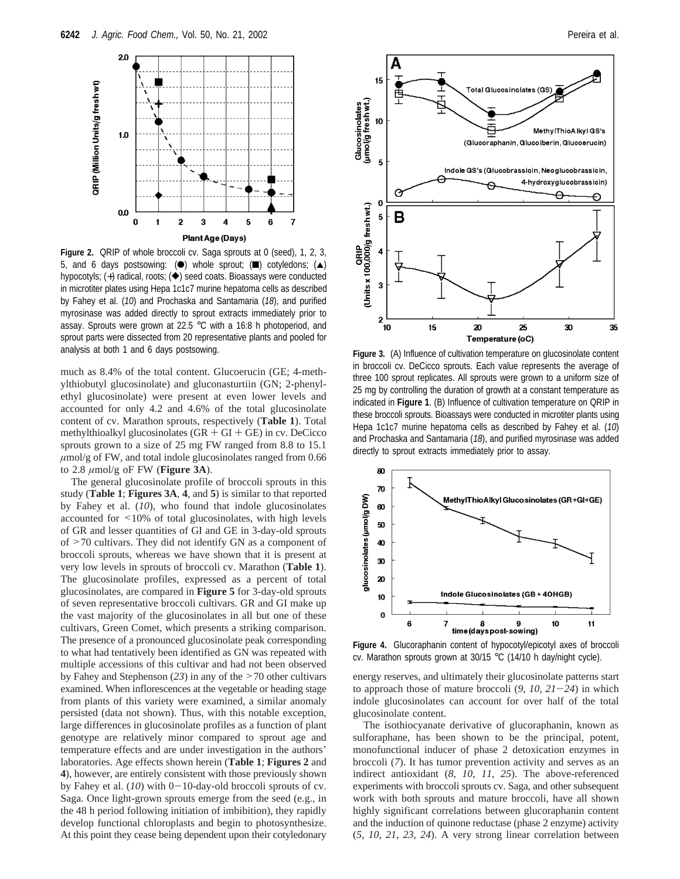**Figure 2.** QRIP of whole broccoli cv. Saga sprouts at 0 (seed), 1, 2, 3, 5, and 6 days postsowing: (●) whole sprout; (■) cotyledons; (▲) hypocotyls; (+) radical, roots; (◆) seed coats. Bioassays were conducted in microtiter plates using Hepa 1c1c7 murine hepatoma cells as described by Fahey et al. (*10*) and Prochaska and Santamaria (*18*), and purified myrosinase was added directly to sprout extracts immediately prior to assay. Sprouts were grown at 22.5 °C with a 16:8 h photoperiod, and sprout parts were dissected from 20 representative plants and pooled for analysis at both 1 and 6 days postsowing.

much as 8.4% of the total content. Glucoerucin (GE; 4-methylthiobutyl glucosinolate) and gluconasturtiin (GN; 2-phenylethyl glucosinolate) were present at even lower levels and accounted for only 4.2 and 4.6% of the total glucosinolate content of cv. Marathon sprouts, respectively (**Table 1**). Total methylthioalkyl glucosinolates (GR + GI + GE) in cv. DeCicco sprouts grown to a size of 25 mg FW ranged from 8.8 to 15.1 μmol/g of FW, and total indole glucosinolates ranged from 0.66 to 2.8 μmol/g oF FW (**Figure 3A**).

The general glucosinolate profile of broccoli sprouts in this study (**Table 1**; **Figures 3A**, **4**, and **5**) is similar to that reported by Fahey et al. (*10*), who found that indole glucosinolates accounted for <10% of total glucosinolates, with high levels of GR and lesser quantities of GI and GE in 3-day-old sprouts of >70 cultivars. They did not identify GN as a component of broccoli sprouts, whereas we have shown that it is present at very low levels in sprouts of broccoli cv. Marathon (**Table 1**). The glucosinolate profiles, expressed as a percent of total glucosinolates, are compared in **Figure 5** for 3-day-old sprouts of seven representative broccoli cultivars. GR and GI make up the vast majority of the glucosinolates in all but one of these cultivars, Green Comet, which presents a striking comparison. The presence of a pronounced glucosinolate peak corresponding to what had tentatively been identified as GN was repeated with multiple accessions of this cultivar and had not been observed by Fahey and Stephenson (*23*) in any of the >70 other cultivars examined. When inflorescences at the vegetable or heading stage from plants of this variety were examined, a similar anomaly persisted (data not shown). Thus, with this notable exception, large differences in glucosinolate profiles as a function of plant genotype are relatively minor compared to sprout age and temperature effects and are under investigation in the authors' laboratories. Age effects shown herein (**Table 1**; **Figures 2** and **4**), however, are entirely consistent with those previously shown by Fahey et al. (*10*) with 0−10-day-old broccoli sprouts of cv. Saga. Once light-grown sprouts emerge from the seed (e.g., in the 48 h period following initiation of imbibition), they rapidly develop functional chloroplasts and begin to photosynthesize. At this point they cease being dependent upon their cotyledonary

**Figure 3.** (A) Influence of cultivation temperature on glucosinolate content in broccoli cv. DeCicco sprouts. Each value represents the average of three 100 sprout replicates. All sprouts were grown to a uniform size of 25 mg by controlling the duration of growth at a constant temperature as indicated in **Figure 1**. (B) Influence of cultivation temperature on QRIP in these broccoli sprouts. Bioassays were conducted in microtiter plants using Hepa 1c1c7 murine hepatoma cells as described by Fahey et al. (*10*) and Prochaska and Santamaria (*18*), and purified myrosinase was added directly to sprout extracts immediately prior to assay.

**Figure 4.** Glucoraphanin content of hypocotyl/epicotyl axes of broccoli cv. Marathon sprouts grown at 30/15 °C (14/10 h day/night cycle).

energy reserves, and ultimately their glucosinolate patterns start to approach those of mature broccoli (*9*, *10*, *21*−*24*) in which indole glucosinolates can account for over half of the total glucosinolate content.

The isothiocyanate derivative of glucoraphanin, known as sulforaphane, has been shown to be the principal, potent, monofunctional inducer of phase 2 detoxication enzymes in broccoli (*7*). It has tumor prevention activity and serves as an indirect antioxidant (*8*, *10*, *11*, *25*). The above-referenced experiments with broccoli sprouts cv. Saga, and other subsequent work with both sprouts and mature broccoli, have all shown highly significant correlations between glucoraphanin content and the induction of quinone reductase (phase 2 enzyme) activity (*5*, *10*, *21*, *23*, *24*). A very strong linear correlation between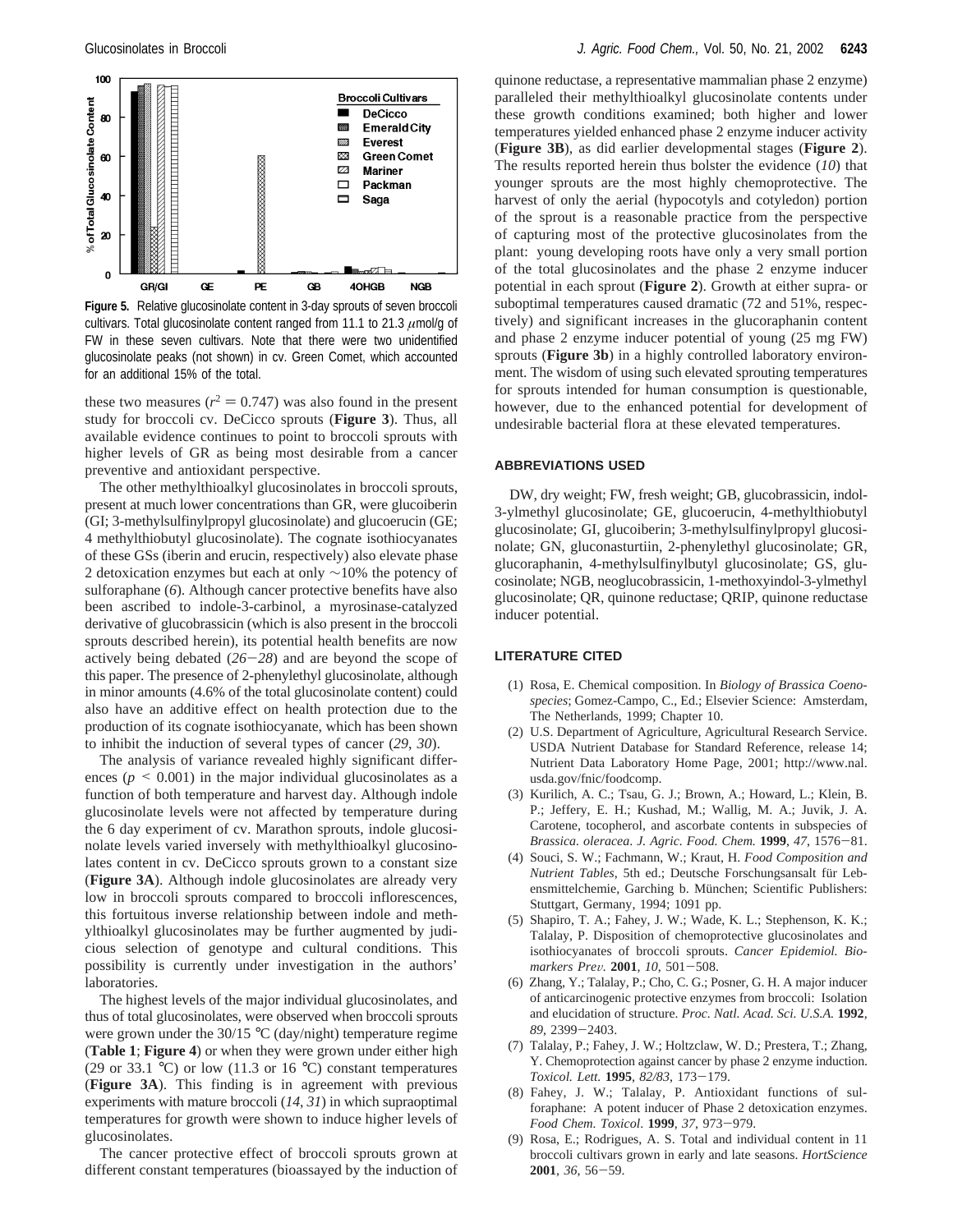**Figure 5.** Relative glucosinolate content in 3-day sprouts of seven broccoli cultivars. Total glucosinolate content ranged from 11.1 to 21.3 μmol/g of FW in these seven cultivars. Note that there were two unidentified glucosinolate peaks (not shown) in cv. Green Comet, which accounted for an additional 15% of the total.

these two measures ($r^2 = 0.747$) was also found in the present study for broccoli cv. DeCicco sprouts (**Figure 3**). Thus, all available evidence continues to point to broccoli sprouts with higher levels of GR as being most desirable from a cancer preventive and antioxidant perspective.

The other methylthioalkyl glucosinolates in broccoli sprouts, present at much lower concentrations than GR, were glucoiberin (GI; 3-methylsulfinylpropyl glucosinolate) and glucoerucin (GE; 4 methylthiobutyl glucosinolate). The cognate isothiocyanates of these GSs (iberin and erucin, respectively) also elevate phase 2 detoxication enzymes but each at only ∼10% the potency of sulforaphane (*6*). Although cancer protective benefits have also been ascribed to indole-3-carbinol, a myrosinase-catalyzed derivative of glucobrassicin (which is also present in the broccoli sprouts described herein), its potential health benefits are now actively being debated (*26*−*28*) and are beyond the scope of this paper. The presence of 2-phenylethyl glucosinolate, although in minor amounts (4.6% of the total glucosinolate content) could also have an additive effect on health protection due to the production of its cognate isothiocyanate, which has been shown to inhibit the induction of several types of cancer (*29*, *30*).

The analysis of variance revealed highly significant differences ($p < 0.001$) in the major individual glucosinolates as a function of both temperature and harvest day. Although indole glucosinolate levels were not affected by temperature during the 6 day experiment of cv. Marathon sprouts, indole glucosinolate levels varied inversely with methylthioalkyl glucosinolates content in cv. DeCicco sprouts grown to a constant size (**Figure 3A**). Although indole glucosinolates are already very low in broccoli sprouts compared to broccoli inflorescences, this fortuitous inverse relationship between indole and methylthioalkyl glucosinolates may be further augmented by judicious selection of genotype and cultural conditions. This possibility is currently under investigation in the authors' laboratories.

The highest levels of the major individual glucosinolates, and thus of total glucosinolates, were observed when broccoli sprouts were grown under the 30/15 °C (day/night) temperature regime (**Table 1**; **Figure 4**) or when they were grown under either high (29 or 33.1 °C) or low (11.3 or 16 °C) constant temperatures (**Figure 3A**). This finding is in agreement with previous experiments with mature broccoli (*14*, *31*) in which supraoptimal temperatures for growth were shown to induce higher levels of glucosinolates.

The cancer protective effect of broccoli sprouts grown at different constant temperatures (bioassayed by the induction of quinone reductase, a representative mammalian phase 2 enzyme) paralleled their methylthioalkyl glucosinolate contents under these growth conditions examined; both higher and lower temperatures yielded enhanced phase 2 enzyme inducer activity (**Figure 3B**), as did earlier developmental stages (**Figure 2**). The results reported herein thus bolster the evidence (*10*) that younger sprouts are the most highly chemoprotective. The harvest of only the aerial (hypocotyls and cotyledon) portion of the sprout is a reasonable practice from the perspective of capturing most of the protective glucosinolates from the plant: young developing roots have only a very small portion of the total glucosinolates and the phase 2 enzyme inducer potential in each sprout (**Figure 2**). Growth at either supra- or suboptimal temperatures caused dramatic (72 and 51%, respectively) and significant increases in the glucoraphanin content and phase 2 enzyme inducer potential of young (25 mg FW) sprouts (**Figure 3b**) in a highly controlled laboratory environment. The wisdom of using such elevated sprouting temperatures for sprouts intended for human consumption is questionable, however, due to the enhanced potential for development of undesirable bacterial flora at these elevated temperatures.

## ABBREVIATIONS USED

DW, dry weight; FW, fresh weight; GB, glucobrassicin, indol-3-ylmethyl glucosinolate; GE, glucoerucin, 4-methylthiobutyl glucosinolate; GI, glucoiberin; 3-methylsulfinylpropyl glucosinolate; GN, gluconasturtiin, 2-phenylethyl glucosinolate; GR, glucoraphanin, 4-methylsulfinylbutyl glucosinolate; GS, glucosinolate; NGB, neoglucobrassicin, 1-methoxyindol-3-ylmethyl glucosinolate; QR, quinone reductase; QRIP, quinone reductase inducer potential.

## LITERATURE CITED

(1) Rosa, E. Chemical composition. In *Biology of Brassica Coenospecies*; Gomez-Campo, C., Ed.; Elsevier Science: Amsterdam, The Netherlands, 1999; Chapter 10.

(2) U.S. Department of Agriculture, Agricultural Research Service. USDA Nutrient Database for Standard Reference, release 14; Nutrient Data Laboratory Home Page, 2001; http://www.nal.usda.gov/fnic/foodcomp.

(3) Kurilich, A. C.; Tsau, G. J.; Brown, A.; Howard, L.; Klein, B. P.; Jeffery, E. H.; Kushad, M.; Wallig, M. A.; Juvik, J. A. Carotene, tocopherol, and ascorbate contents in subspecies of *Brassica. oleracea*. *J. Agric. Food. Chem.* **1999**, *47*, 1576−81.

(4) Souci, S. W.; Fachmann, W.; Kraut, H. *Food Composition and Nutrient Tables*, 5th ed.; Deutsche Forschungsansalt für Lebensmittelchemie, Garching b. München; Scientific Publishers: Stuttgart, Germany, 1994; 1091 pp.

(5) Shapiro, T. A.; Fahey, J. W.; Wade, K. L.; Stephenson, K. K.; Talalay, P. Disposition of chemoprotective glucosinolates and isothiocyanates of broccoli sprouts. *Cancer Epidemiol. Biomarkers Prev.* **2001**, *10*, 501−508.

(6) Zhang, Y.; Talalay, P.; Cho, C. G.; Posner, G. H. A major inducer of anticarcinogenic protective enzymes from broccoli: Isolation and elucidation of structure. *Proc. Natl. Acad. Sci. U.S.A.* **1992**, *89*, 2399−2403.

(7) Talalay, P.; Fahey, J. W.; Holtzclaw, W. D.; Prestera, T.; Zhang, Y. Chemoprotection against cancer by phase 2 enzyme induction. *Toxicol. Lett.* **1995**, *82/83*, 173−179.

(8) Fahey, J. W.; Talalay, P. Antioxidant functions of sulforaphane: A potent inducer of Phase 2 detoxication enzymes. *Food Chem. Toxicol*. **1999**, *37*, 973−979.

(9) Rosa, E.; Rodrigues, A. S. Total and individual content in 11 broccoli cultivars grown in early and late seasons. *HortScience* **2001**, *36*, 56−59.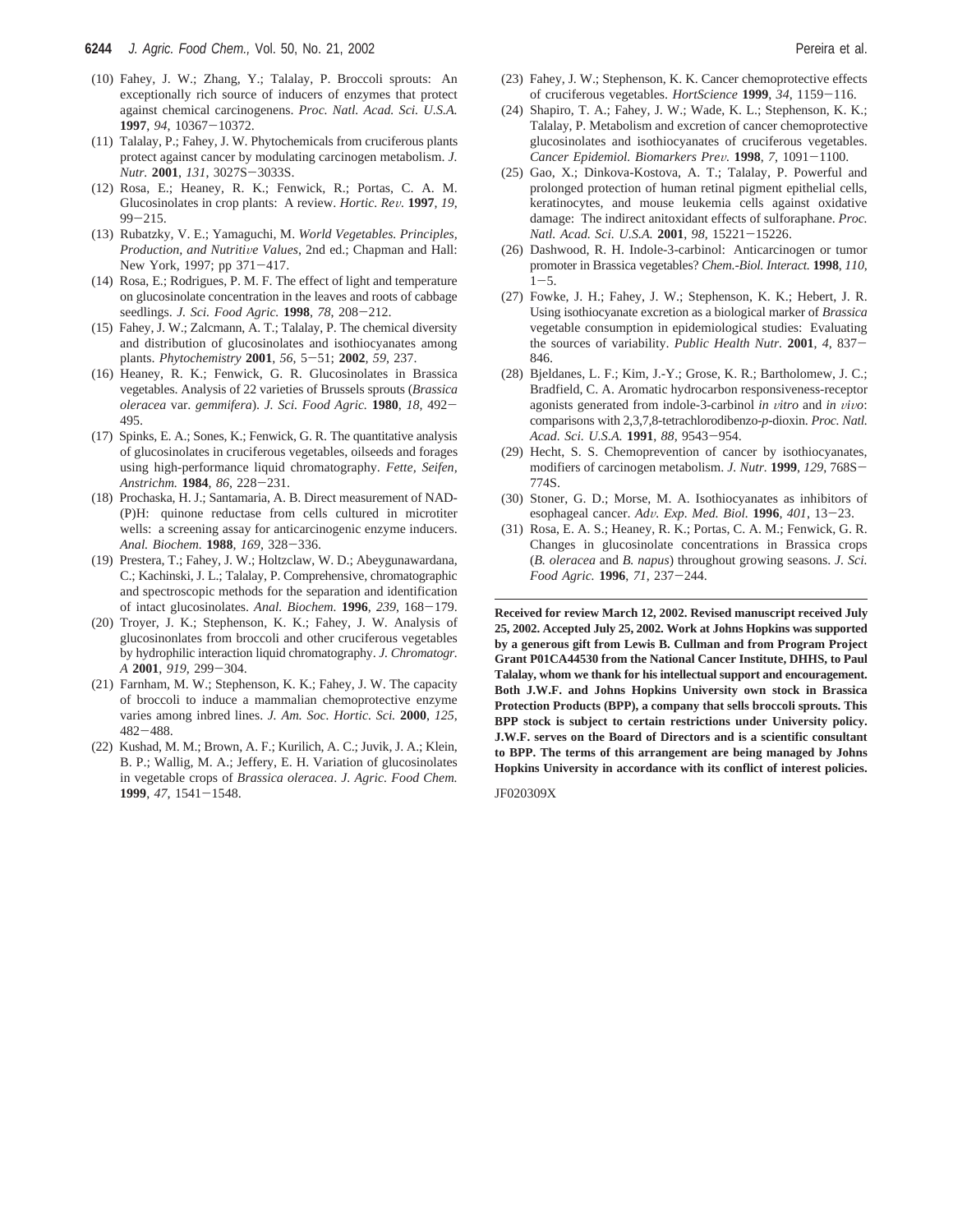(10) Fahey, J. W.; Zhang, Y.; Talalay, P. Broccoli sprouts: An exceptionally rich source of inducers of enzymes that protect against chemical carcinogens. *Proc. Natl. Acad. Sci. U.S.A.* **1997**, *94*, 10367−10372.

(11) Talalay, P.; Fahey, J. W. Phytochemicals from cruciferous plants protect against cancer by modulating carcinogen metabolism. *J. Nutr.* **2001**, *131*, 3027S−3033S.

(12) Rosa, E.; Heaney, R. K.; Fenwick, R.; Portas, C. A. M. Glucosinolates in crop plants: A review. *Hortic. Rev.* **1997**, *19*, 99−215.

(13) Rubatzky, V. E.; Yamaguchi, M. *World Vegetables. Principles, Production, and Nutritive Values*, 2nd ed.; Chapman and Hall: New York, 1997; pp 371−417.

(14) Rosa, E.; Rodrigues, P. M. F. The effect of light and temperature on glucosinolate concentration in the leaves and roots of cabbage seedlings. *J. Sci. Food Agric.* **1998**, *78*, 208−212.

(15) Fahey, J. W.; Zalcmann, A. T.; Talalay, P. The chemical diversity and distribution of glucosinolates and isothiocyanates among plants. *Phytochemistry* **2001**, *56*, 5−51; **2002**, *59*, 237.

(16) Heaney, R. K.; Fenwick, G. R. Glucosinolates in Brassica vegetables. Analysis of 22 varieties of Brussels sprouts (*Brassica oleracea* var. *gemmifera*). *J. Sci. Food Agric.* **1980**, *18*, 492−495.

(17) Spinks, E. A.; Sones, K.; Fenwick, G. R. The quantitative analysis of glucosinolates in cruciferous vegetables, oilseeds and forages using high-performance liquid chromatography. *Fette, Seifen, Anstrichm.* **1984**, *86*, 228−231.

(18) Prochaska, H. J.; Santamaria, A. B. Direct measurement of NAD(P)H: quinone reductase from cells cultured in microtiter wells: a screening assay for anticarcinogenic enzyme inducers. *Anal. Biochem.* **1988**, *169*, 328−336.

(19) Prestera, T.; Fahey, J. W.; Holtzclaw, W. D.; Abeygunawardana, C.; Kachinski, J. L.; Talalay, P. Comprehensive, chromatographic and spectroscopic methods for the separation and identification of intact glucosinolates. *Anal. Biochem.* **1996**, *239*, 168−179.

(20) Troyer, J. K.; Stephenson, K. K.; Fahey, J. W. Analysis of glucosinonlates from broccoli and other cruciferous vegetables by hydrophilic interaction liquid chromatography. *J. Chromatogr. A* **2001**, *919*, 299−304.

(21) Farnham, M. W.; Stephenson, K. K.; Fahey, J. W. The capacity of broccoli to induce a mammalian chemoprotective enzyme varies among inbred lines. *J. Am. Soc. Hortic. Sci.* **2000**, *125*, 482−488.

(22) Kushad, M. M.; Brown, A. F.; Kurilich, A. C.; Juvik, J. A.; Klein, B. P.; Wallig, M. A.; Jeffery, E. H. Variation of glucosinolates in vegetable crops of *Brassica oleracea*. *J. Agric. Food Chem.* **1999**, *47*, 1541−1548.

(23) Fahey, J. W.; Stephenson, K. K. Cancer chemoprotective effects of cruciferous vegetables. *HortScience* **1999**, *34*, 1159−116.

(24) Shapiro, T. A.; Fahey, J. W.; Wade, K. L.; Stephenson, K. K.; Talalay, P. Metabolism and excretion of cancer chemoprotective glucosinolates and isothiocyanates of cruciferous vegetables. *Cancer Epidemiol. Biomarkers Prev.* **1998**, *7*, 1091−1100.

(25) Gao, X.; Dinkova-Kostova, A. T.; Talalay, P. Powerful and prolonged protection of human retinal pigment epithelial cells, keratinocytes, and mouse leukemia cells against oxidative damage: The indirect anitoxidant effects of sulforaphane. *Proc. Natl. Acad. Sci. U.S.A.* **2001**, *98*, 15221−15226.

(26) Dashwood, R. H. Indole-3-carbinol: Anticarcinogen or tumor promoter in Brassica vegetables? *Chem.-Biol. Interact.* **1998**, *110*, 1−5.

(27) Fowke, J. H.; Fahey, J. W.; Stephenson, K. K.; Hebert, J. R. Using isothiocyanate excretion as a biological marker of *Brassica* vegetable consumption in epidemiological studies: Evaluating the sources of variability. *Public Health Nutr.* **2001**, *4*, 837−846.

(28) Bjeldanes, L. F.; Kim, J.-Y.; Grose, K. R.; Bartholomew, J. C.; Bradfield, C. A. Aromatic hydrocarbon responsiveness-receptor agonists generated from indole-3-carbinol *in vitro* and *in vivo*: comparisons with 2,3,7,8-tetrachlorodibenzo-*p*-dioxin. *Proc. Natl. Acad. Sci. U.S.A.* **1991**, *88*, 9543−954.

(29) Hecht, S. S. Chemoprevention of cancer by isothiocyanates, modifiers of carcinogen metabolism. *J. Nutr.* **1999**, *129*, 768S−774S.

(30) Stoner, G. D.; Morse, M. A. Isothiocyanates as inhibitors of esophageal cancer. *Adv. Exp. Med. Biol.* **1996**, *401*, 13−23.

(31) Rosa, E. A. S.; Heaney, R. K.; Portas, C. A. M.; Fenwick, G. R. Changes in glucosinolate concentrations in Brassica crops (*B. oleracea* and *B. napus*) throughout growing seasons. *J. Sci. Food Agric.* **1996**, *71*, 237−244.

**Received for review March 12, 2002. Revised manuscript received July 25, 2002. Accepted July 25, 2002. Work at Johns Hopkins was supported by a generous gift from Lewis B. Cullman and from Program Project Grant P01CA44530 from the National Cancer Institute, DHHS, to Paul Talalay, whom we thank for his intellectual support and encouragement. Both J.W.F. and Johns Hopkins University own stock in Brassica Protection Products (BPP), a company that sells broccoli sprouts. This BPP stock is subject to certain restrictions under University policy. J.W.F. serves on the Board of Directors and is a scientific consultant to BPP. The terms of this arrangement are being managed by Johns Hopkins University in accordance with its conflict of interest policies.**

JF020309X